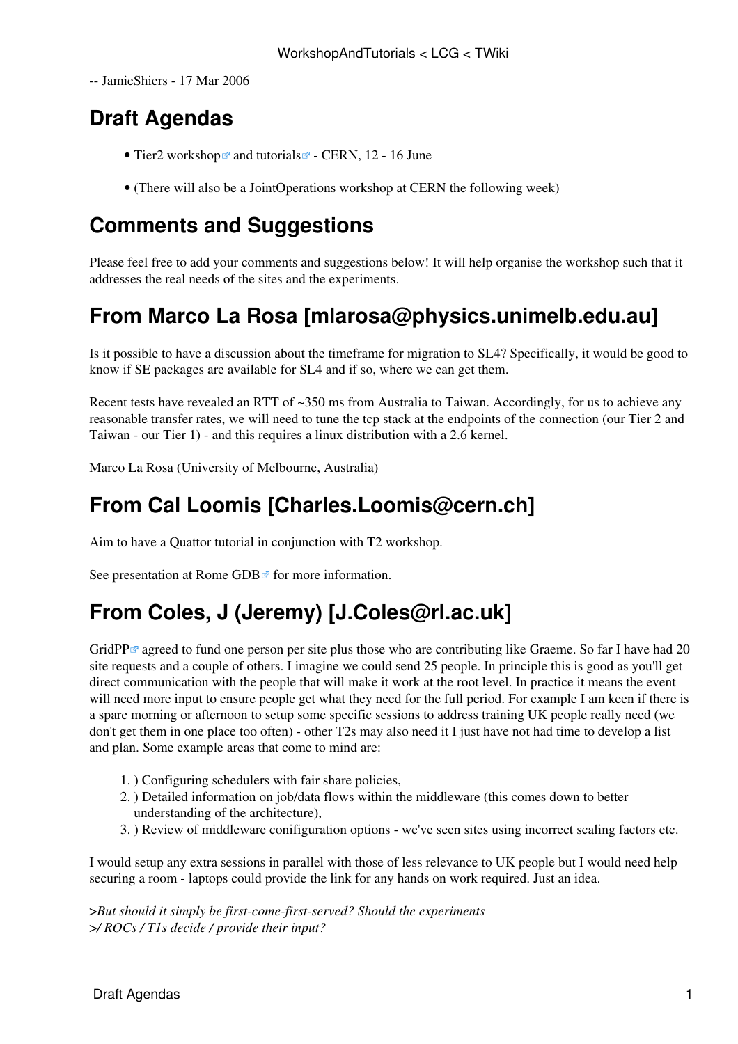-- JamieShiers - 17 Mar 2006

## Draft Agendas

- Tier2 workshop and tutorials - CERN, 12 - 16 June
- (There will also be a JointOperations workshop at CERN the following week)

## Comments and Suggestions

Please feel free to add your comments and suggestions below! It will help organise the workshop such that it addresses the real needs of the sites and the experiments.

## From Marco La Rosa [mlarosa@physics.unimelb.edu.au]

Is it possible to have a discussion about the timeframe for migration to SL4? Specifically, it would be good to know if SE packages are available for SL4 and if so, where we can get them.

Recent tests have revealed an RTT of ~350 ms from Australia to Taiwan. Accordingly, for us to achieve any reasonable transfer rates, we will need to tune the tcp stack at the endpoints of the connection (our Tier 2 and Taiwan - our Tier 1) - and this requires a linux distribution with a 2.6 kernel.

Marco La Rosa (University of Melbourne, Australia)

## From Cal Loomis [Charles.Loomis@cern.ch]

Aim to have a Quattor tutorial in conjunction with T2 workshop.

See presentation at Rome GDB for more information.

## From Coles, J (Jeremy) [J.Coles@rl.ac.uk]

GridPP agreed to fund one person per site plus those who are contributing like Graeme. So far I have had 20 site requests and a couple of others. I imagine we could send 25 people. In principle this is good as you'll get direct communication with the people that will make it work at the root level. In practice it means the event will need more input to ensure people get what they need for the full period. For example I am keen if there is a spare morning or afternoon to setup some specific sessions to address training UK people really need (we don't get them in one place too often) - other T2s may also need it I just have not had time to develop a list and plan. Some example areas that come to mind are:

1. ) Configuring schedulers with fair share policies,
2. ) Detailed information on job/data flows within the middleware (this comes down to better understanding of the architecture),
3. ) Review of middleware conifiguration options - we've seen sites using incorrect scaling factors etc.

I would setup any extra sessions in parallel with those of less relevance to UK people but I would need help securing a room - laptops could provide the link for any hands on work required. Just an idea.

>*But should it simply be first-come-first-served? Should the experiments*
>*/ ROCs / T1s decide / provide their input?*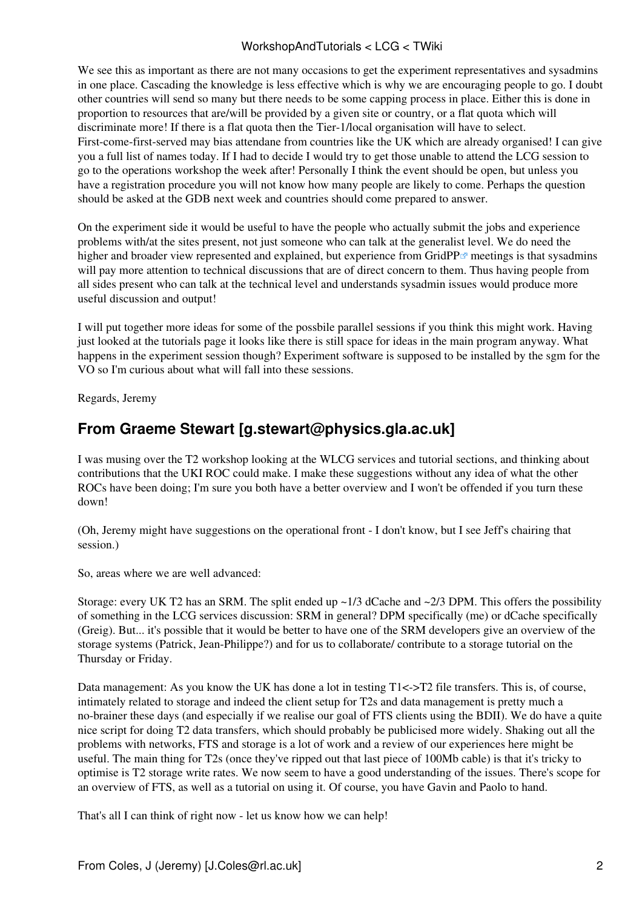We see this as important as there are not many occasions to get the experiment representatives and sysadmins in one place. Cascading the knowledge is less effective which is why we are encouraging people to go. I doubt other countries will send so many but there needs to be some capping process in place. Either this is done in proportion to resources that are/will be provided by a given site or country, or a flat quota which will discriminate more! If there is a flat quota then the Tier-1/local organisation will have to select. First-come-first-served may bias attendane from countries like the UK which are already organised! I can give you a full list of names today. If I had to decide I would try to get those unable to attend the LCG session to go to the operations workshop the week after! Personally I think the event should be open, but unless you have a registration procedure you will not know how many people are likely to come. Perhaps the question should be asked at the GDB next week and countries should come prepared to answer.

On the experiment side it would be useful to have the people who actually submit the jobs and experience problems with/at the sites present, not just someone who can talk at the generalist level. We do need the higher and broader view represented and explained, but experience from GridPP meetings is that sysadmins will pay more attention to technical discussions that are of direct concern to them. Thus having people from all sides present who can talk at the technical level and understands sysadmin issues would produce more useful discussion and output!

I will put together more ideas for some of the possbile parallel sessions if you think this might work. Having just looked at the tutorials page it looks like there is still space for ideas in the main program anyway. What happens in the experiment session though? Experiment software is supposed to be installed by the sgm for the VO so I'm curious about what will fall into these sessions.

Regards, Jeremy

## From Graeme Stewart [g.stewart@physics.gla.ac.uk]

I was musing over the T2 workshop looking at the WLCG services and tutorial sections, and thinking about contributions that the UKI ROC could make. I make these suggestions without any idea of what the other ROCs have been doing; I'm sure you both have a better overview and I won't be offended if you turn these down!

(Oh, Jeremy might have suggestions on the operational front - I don't know, but I see Jeff's chairing that session.)

So, areas where we are well advanced:

Storage: every UK T2 has an SRM. The split ended up ~1/3 dCache and ~2/3 DPM. This offers the possibility of something in the LCG services discussion: SRM in general? DPM specifically (me) or dCache specifically (Greig). But... it's possible that it would be better to have one of the SRM developers give an overview of the storage systems (Patrick, Jean-Philippe?) and for us to collaborate/ contribute to a storage tutorial on the Thursday or Friday.

Data management: As you know the UK has done a lot in testing T1<->T2 file transfers. This is, of course, intimately related to storage and indeed the client setup for T2s and data management is pretty much a no-brainer these days (and especially if we realise our goal of FTS clients using the BDII). We do have a quite nice script for doing T2 data transfers, which should probably be publicised more widely. Shaking out all the problems with networks, FTS and storage is a lot of work and a review of our experiences here might be useful. The main thing for T2s (once they've ripped out that last piece of 100Mb cable) is that it's tricky to optimise is T2 storage write rates. We now seem to have a good understanding of the issues. There's scope for an overview of FTS, as well as a tutorial on using it. Of course, you have Gavin and Paolo to hand.

That's all I can think of right now - let us know how we can help!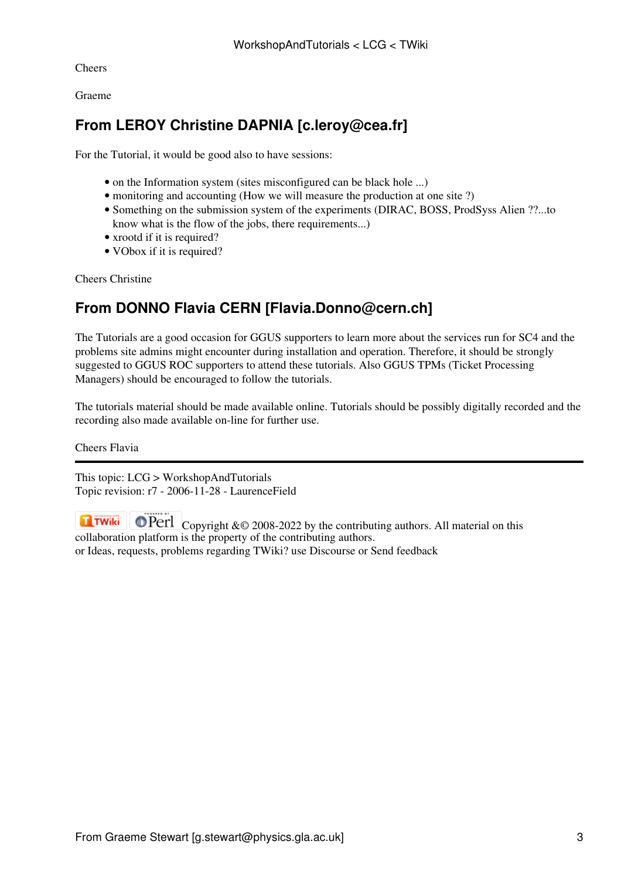Cheers

Graeme

## From LEROY Christine DAPNIA [c.leroy@cea.fr]

For the Tutorial, it would be good also to have sessions:

- on the Information system (sites misconfigured can be black hole ...)
- monitoring and accounting (How we will measure the production at one site ?)
- Something on the submission system of the experiments (DIRAC, BOSS, ProdSyss Alien ??...to know what is the flow of the jobs, there requirements...)
- xrootd if it is required?
- VObox if it is required?

Cheers Christine

## From DONNO Flavia CERN [Flavia.Donno@cern.ch]

The Tutorials are a good occasion for GGUS supporters to learn more about the services run for SC4 and the problems site admins might encounter during installation and operation. Therefore, it should be strongly suggested to GGUS ROC supporters to attend these tutorials. Also GGUS TPMs (Ticket Processing Managers) should be encouraged to follow the tutorials.

The tutorials material should be made available online. Tutorials should be possibly digitally recorded and the recording also made available on-line for further use.

Cheers Flavia

---

This topic: LCG > WorkshopAndTutorials
Topic revision: r7 - 2006-11-28 - LaurenceField

Copyright &© 2008-2022 by the contributing authors. All material on this collaboration platform is the property of the contributing authors.
or Ideas, requests, problems regarding TWiki? use Discourse or Send feedback